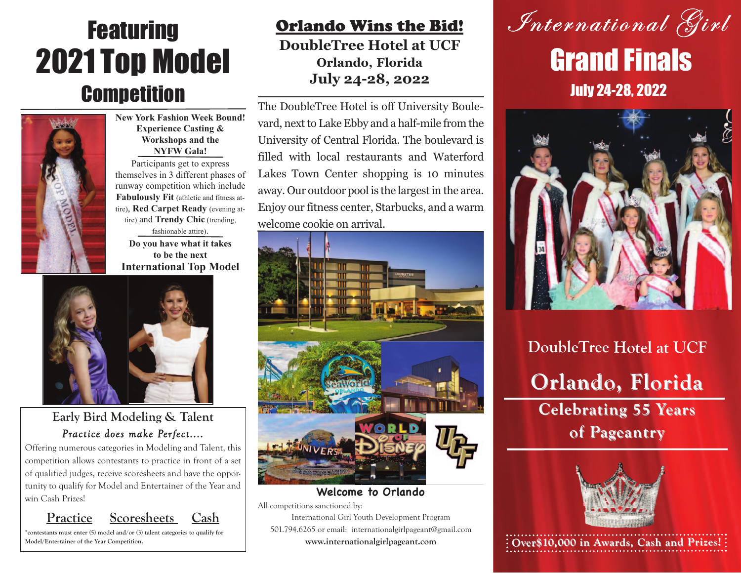# Featuring 2021 Top Model Competition

**New York Fashion Week Bound! Experience Casting & Workshops and the NYFW Gala!**

Participants get to express themselves in 3 different phases of runway competition which include **Fabulously Fit** (athletic and fitness attire), **Red Carpet Ready** (evening attire) and **Trendy Chic** (trending, fashionable attire).

**Do you have what it takes to be the next International Top Model**

## Early Bird Modeling & Talent

*Practice does make Perfect....*

Offering numerous categories in Modeling and Talent, this competition allows contestants to practice in front of a set of qualified judges, receive scoresheets and have the opportunity to qualify for Model and Entertainer of the Year and win Cash Prizes!

Practice   Scoresheets   Cash

*contestants must enter (5) model and/or (3) talent categories to qualify for Model/Entertainer of the Year Competition.

## Orlando Wins the Bid!

**DoubleTree Hotel at UCF**
**Orlando, Florida**
**July 24-28, 2022**

The DoubleTree Hotel is off University Boulevard, next to Lake Ebby and a half-mile from the University of Central Florida. The boulevard is filled with local restaurants and Waterford Lakes Town Center shopping is 10 minutes away. Our outdoor pool is the largest in the area. Enjoy our fitness center, Starbucks, and a warm welcome cookie on arrival.

**Welcome to Orlando**

All competitions sanctioned by:
International Girl Youth Development Program
501.794.6265 or email: internationalgirlpageant@gmail.com
**www.internationalgirlpageant.com**

# *International Girl* Grand Finals

**July 24-28, 2022**

**DoubleTree Hotel at UCF**

**Orlando, Florida**

**Celebrating 55 Years of Pageantry**

**Over$10,000 in Awards, Cash and Prizes!**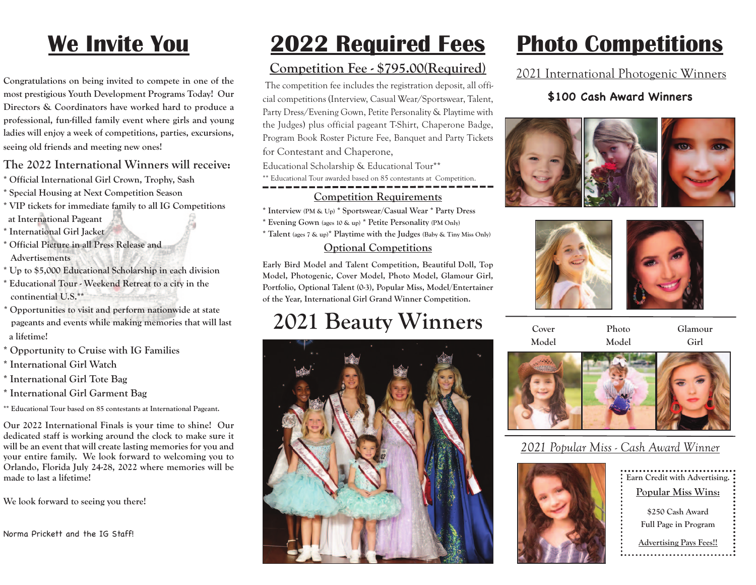# We Invite You

**Congratulations on being invited to compete in one of the most prestigious Youth Development Programs Today! Our Directors & Coordinators have worked hard to produce a professional, fun-filled family event where girls and young ladies will enjoy a week of competitions, parties, excursions, seeing old friends and meeting new ones!**

## The 2022 International Winners will receive:

* Official International Girl Crown, Trophy, Sash
* Special Housing at Next Competition Season
* VIP tickets for immediate family to all IG Competitions at International Pageant
* International Girl Jacket
* Official Picture in all Press Release and Advertisements
* Up to $5,000 Educational Scholarship in each division
* Educational Tour - Weekend Retreat to a city in the continental U.S.**
* Opportunities to visit and perform nationwide at state pageants and events while making memories that will last a lifetime!
* Opportunity to Cruise with IG Families
* International Girl Watch
* International Girl Tote Bag
* International Girl Garment Bag

** Educational Tour based on 85 contestants at International Pageant.

**Our 2022 International Finals is your time to shine! Our dedicated staff is working around the clock to make sure it will be an event that will create lasting memories for you and your entire family. We look forward to welcoming you to Orlando, Florida July 24-28, 2022 where memories will be made to last a lifetime!**

**We look forward to seeing you there!**

Norma Prickett and the IG Staff!

# 2022 Required Fees

## Competition Fee - $795.00(Required)

The competition fee includes the registration deposit, all official competitions (Interview, Casual Wear/Sportswear, Talent, Party Dress/Evening Gown, Petite Personality & Playtime with the Judges) plus official pageant T-Shirt, Chaperone Badge, Program Book Roster Picture Fee, Banquet and Party Tickets for Contestant and Chaperone,

Educational Scholarship & Educational Tour**

** Educational Tour awarded based on 85 contestants at Competition.

### Competition Requirements

* **Interview** (PM & Up) * **Sportswear/Casual Wear** * **Party Dress**
* **Evening Gown** (ages 10 & up) * **Petite Personality** (PM Only)
* **Talent** (ages 7 & up)* **Playtime with the Judges** (Baby & Tiny Miss Only)

### Optional Competitions

**Early Bird Model and Talent Competition, Beautiful Doll, Top Model, Photogenic, Cover Model, Photo Model, Glamour Girl, Portfolio, Optional Talent (0-3), Popular Miss, Model/Entertainer of the Year, International Girl Grand Winner Competition.**

# 2021 Beauty Winners

# Photo Competitions

2021 International Photogenic Winners

**$100 Cash Award Winners**

Cover Model

Photo Model

Glamour Girl

*2021 Popular Miss - Cash Award Winner*

Earn Credit with Advertising.

**Popular Miss Wins:**

$250 Cash Award

Full Page in Program

Advertising Pays Fees!!